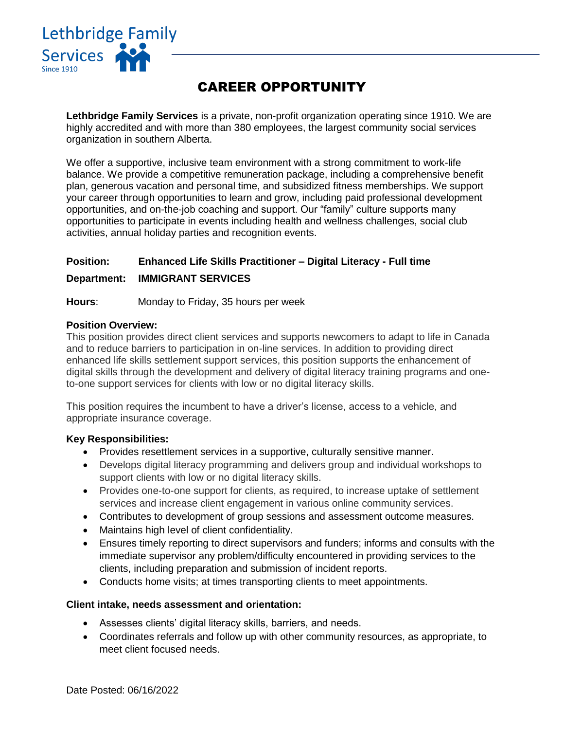Lethbridge Family Services
Since 1910

# CAREER OPPORTUNITY

**Lethbridge Family Services** is a private, non-profit organization operating since 1910. We are highly accredited and with more than 380 employees, the largest community social services organization in southern Alberta.

We offer a supportive, inclusive team environment with a strong commitment to work-life balance. We provide a competitive remuneration package, including a comprehensive benefit plan, generous vacation and personal time, and subsidized fitness memberships. We support your career through opportunities to learn and grow, including paid professional development opportunities, and on-the-job coaching and support. Our "family" culture supports many opportunities to participate in events including health and wellness challenges, social club activities, annual holiday parties and recognition events.

**Position:** **Enhanced Life Skills Practitioner – Digital Literacy - Full time**

**Department:** **IMMIGRANT SERVICES**

**Hours**: Monday to Friday, 35 hours per week

**Position Overview:**

This position provides direct client services and supports newcomers to adapt to life in Canada and to reduce barriers to participation in on-line services. In addition to providing direct enhanced life skills settlement support services, this position supports the enhancement of digital skills through the development and delivery of digital literacy training programs and one-to-one support services for clients with low or no digital literacy skills.

This position requires the incumbent to have a driver's license, access to a vehicle, and appropriate insurance coverage.

**Key Responsibilities:**

- Provides resettlement services in a supportive, culturally sensitive manner.
- Develops digital literacy programming and delivers group and individual workshops to support clients with low or no digital literacy skills.
- Provides one-to-one support for clients, as required, to increase uptake of settlement services and increase client engagement in various online community services.
- Contributes to development of group sessions and assessment outcome measures.
- Maintains high level of client confidentiality.
- Ensures timely reporting to direct supervisors and funders; informs and consults with the immediate supervisor any problem/difficulty encountered in providing services to the clients, including preparation and submission of incident reports.
- Conducts home visits; at times transporting clients to meet appointments.

**Client intake, needs assessment and orientation:**

- Assesses clients' digital literacy skills, barriers, and needs.
- Coordinates referrals and follow up with other community resources, as appropriate, to meet client focused needs.

Date Posted: 06/16/2022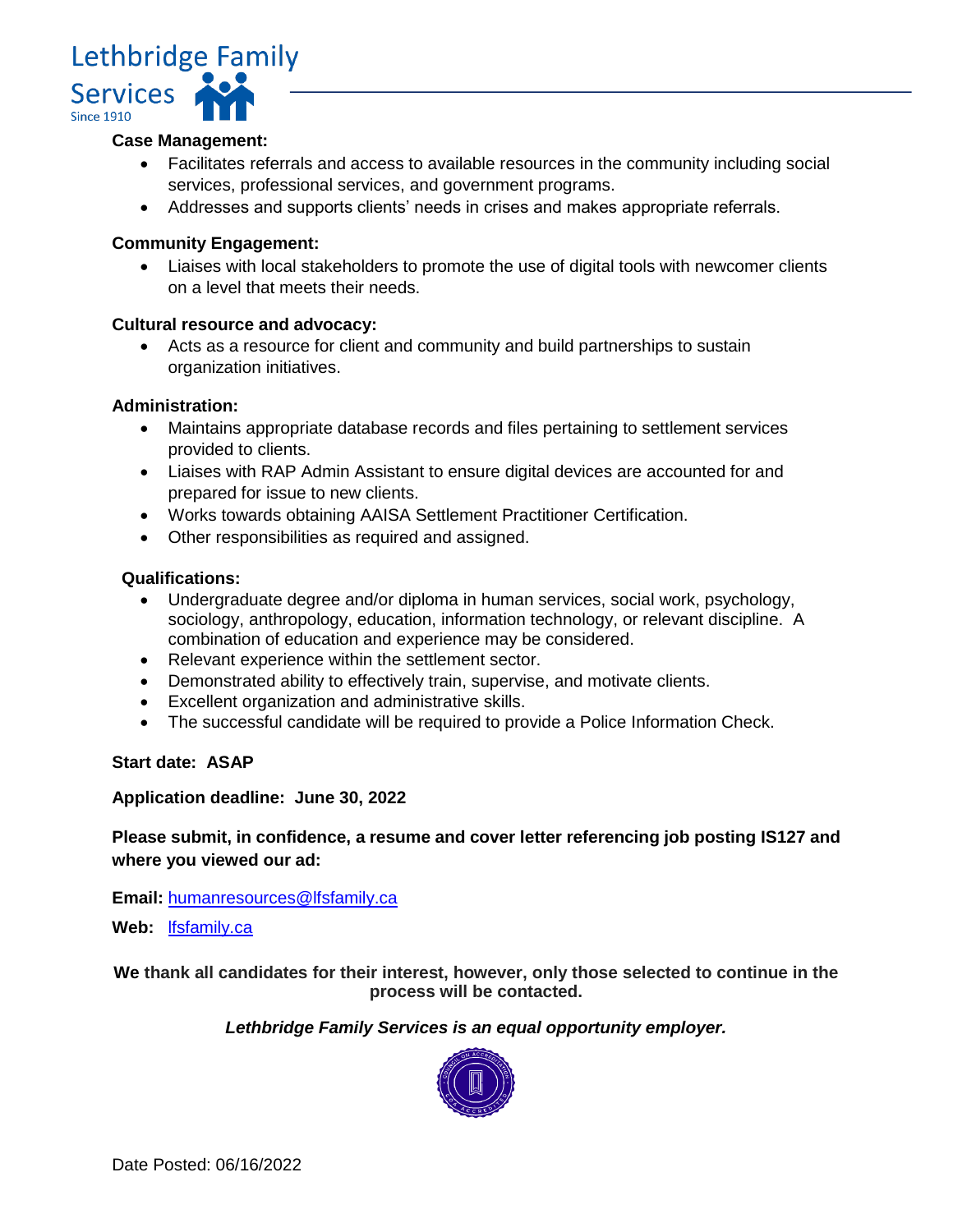**Case Management:**

- Facilitates referrals and access to available resources in the community including social services, professional services, and government programs.
- Addresses and supports clients' needs in crises and makes appropriate referrals.

**Community Engagement:**

- Liaises with local stakeholders to promote the use of digital tools with newcomer clients on a level that meets their needs.

**Cultural resource and advocacy:**

- Acts as a resource for client and community and build partnerships to sustain organization initiatives.

**Administration:**

- Maintains appropriate database records and files pertaining to settlement services provided to clients.
- Liaises with RAP Admin Assistant to ensure digital devices are accounted for and prepared for issue to new clients.
- Works towards obtaining AAISA Settlement Practitioner Certification.
- Other responsibilities as required and assigned.

**Qualifications:**

- Undergraduate degree and/or diploma in human services, social work, psychology, sociology, anthropology, education, information technology, or relevant discipline. A combination of education and experience may be considered.
- Relevant experience within the settlement sector.
- Demonstrated ability to effectively train, supervise, and motivate clients.
- Excellent organization and administrative skills.
- The successful candidate will be required to provide a Police Information Check.

**Start date: ASAP**

**Application deadline: June 30, 2022**

**Please submit, in confidence, a resume and cover letter referencing job posting IS127 and where you viewed our ad:**

**Email:** humanresources@lfsfamily.ca

**Web:** lfsfamily.ca

**We thank all candidates for their interest, however, only those selected to continue in the process will be contacted.**

***Lethbridge Family Services is an equal opportunity employer.***

Date Posted: 06/16/2022